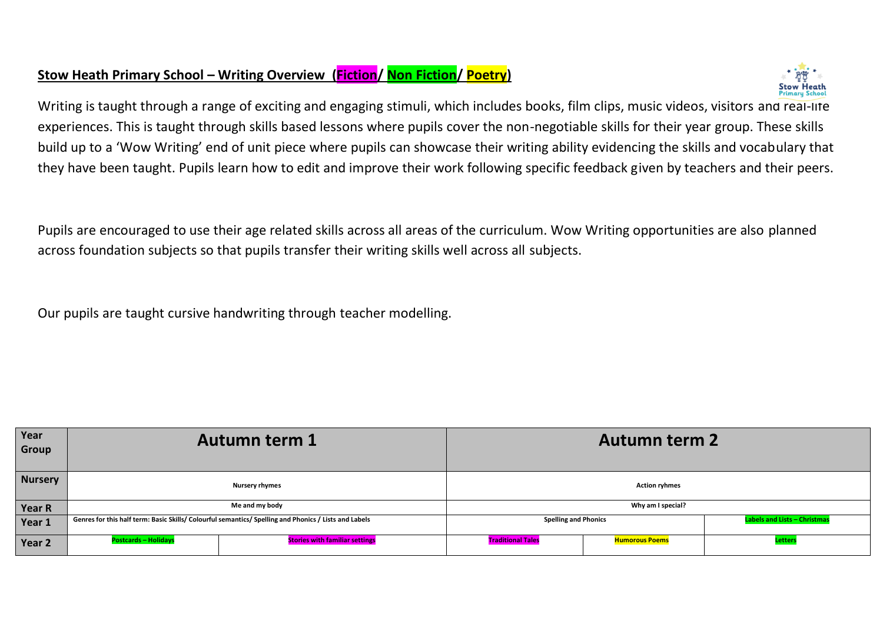## Stow Heath Primary School – Writing Overview (Fiction/ Non Fiction/ Poetry)

Writing is taught through a range of exciting and engaging stimuli, which includes books, film clips, music videos, visitors and real-life experiences. This is taught through skills based lessons where pupils cover the non-negotiable skills for their year group. These skills build up to a 'Wow Writing' end of unit piece where pupils can showcase their writing ability evidencing the skills and vocabulary that they have been taught. Pupils learn how to edit and improve their work following specific feedback given by teachers and their peers.

Pupils are encouraged to use their age related skills across all areas of the curriculum. Wow Writing opportunities are also planned across foundation subjects so that pupils transfer their writing skills well across all subjects.

Our pupils are taught cursive handwriting through teacher modelling.

| Year Group | Autumn term 1 | | Autumn term 2 | | |
|---|---|---|---|---|---|
| Nursery | Nursery rhymes | | Action ryhmes | | |
| Year R | Me and my body | | Why am I special? | | |
| Year 1 | Genres for this half term: Basic Skills/ Colourful semantics/ Spelling and Phonics / Lists and Labels | | Spelling and Phonics | | Labels and Lists – Christmas |
| Year 2 | Postcards – Holidays | Stories with familiar settings | Traditional Tales | Humorous Poems | Letters |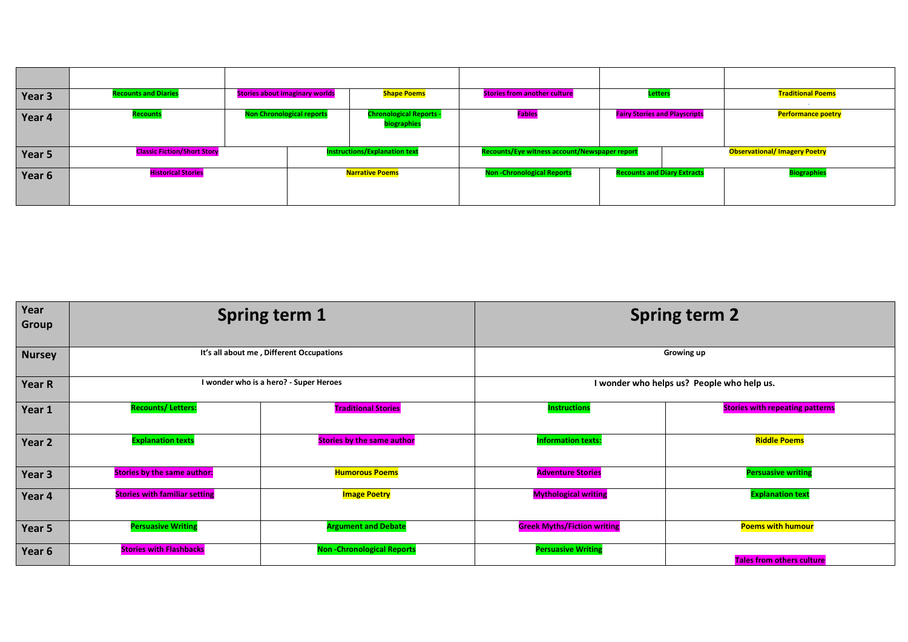| | | | | | | | |
|---|---|---|---|---|---|---|---|
| **Year 3** | Recounts and Diaries | Stories about imaginary worlds | Shape Poems | Stories from another culture | Letters | | Traditional Poems |
| **Year 4** | Recounts | Non Chronological reports | Chronological Reports - biographies | Fables | Fairy Stories and Playscripts | | Performance poetry |
| **Year 5** | Classic Fiction/Short Story | | Instructions/Explanation text | Recounts/Eye witness account/Newspaper report | | Observational/ Imagery Poetry | |
| **Year 6** | Historical Stories | | Narrative Poems | Non -Chronological Reports | Recounts and Diary Extracts | | Biographies |

| Year Group | Spring term 1 | | Spring term 2 | |
|---|---|---|---|---|
| **Nursey** | It's all about me , Different Occupations | | Growing up | |
| **Year R** | I wonder who is a hero? - Super Heroes | | I wonder who helps us? People who help us. | |
| **Year 1** | Recounts/ Letters: | Traditional Stories | Instructions | Stories with repeating patterns |
| **Year 2** | Explanation texts | Stories by the same author | Information texts: | Riddle Poems |
| **Year 3** | Stories by the same author: | Humorous Poems | Adventure Stories | Persuasive writing |
| **Year 4** | Stories with familiar setting | Image Poetry | Mythological writing | Explanation text |
| **Year 5** | Persuasive Writing | Argument and Debate | Greek Myths/Fiction writing | Poems with humour |
| **Year 6** | Stories with Flashbacks | Non -Chronological Reports | Persuasive Writing | Tales from others culture |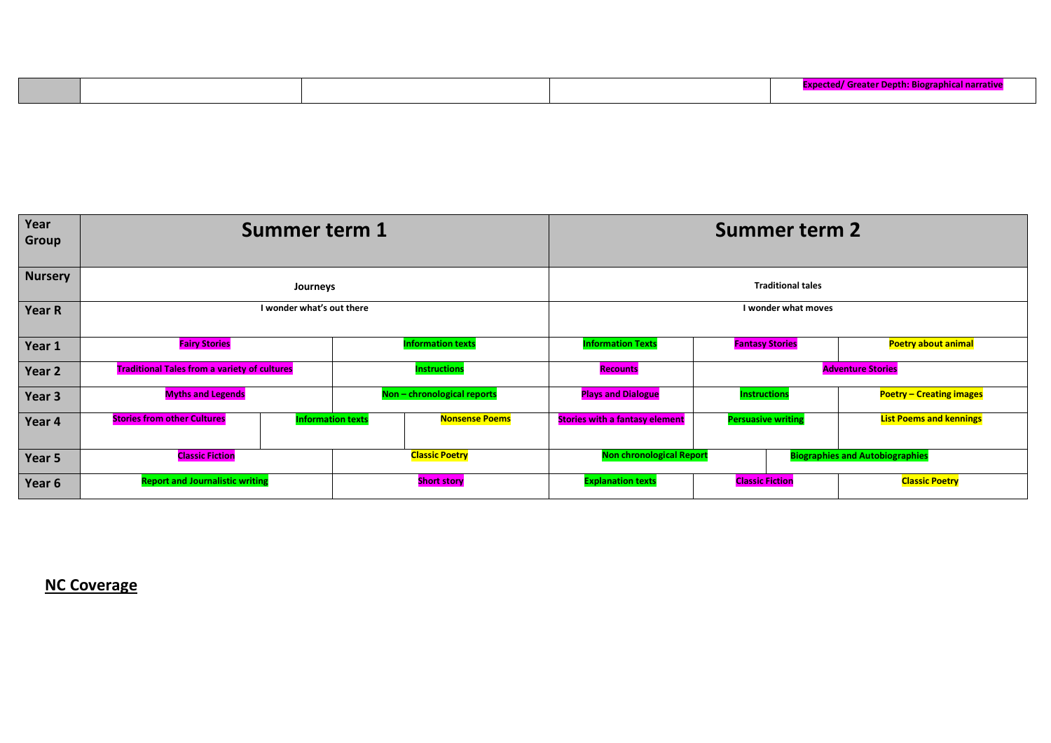| | | | | |
|---|---|---|---|---|
| | | | | Expected/ Greater Depth: Biographical narrative |

| Year Group | Summer term 1 | | | Summer term 2 | | |
|---|---|---|---|---|---|---|
| Nursery | Journeys | | | Traditional tales | | |
| Year R | I wonder what's out there | | | I wonder what moves | | |
| Year 1 | Fairy Stories | Information texts | | Information Texts | Fantasy Stories | Poetry about animal |
| Year 2 | Traditional Tales from a variety of cultures | Instructions | | Recounts | Adventure Stories | |
| Year 3 | Myths and Legends | Non – chronological reports | | Plays and Dialogue | Instructions | Poetry – Creating images |
| Year 4 | Stories from other Cultures | Information texts | Nonsense Poems | Stories with a fantasy element | Persuasive writing | List Poems and kennings |
| Year 5 | Classic Fiction | Classic Poetry | | Non chronological Report | Biographies and Autobiographies | |
| Year 6 | Report and Journalistic writing | Short story | | Explanation texts | Classic Fiction | Classic Poetry |

## NC Coverage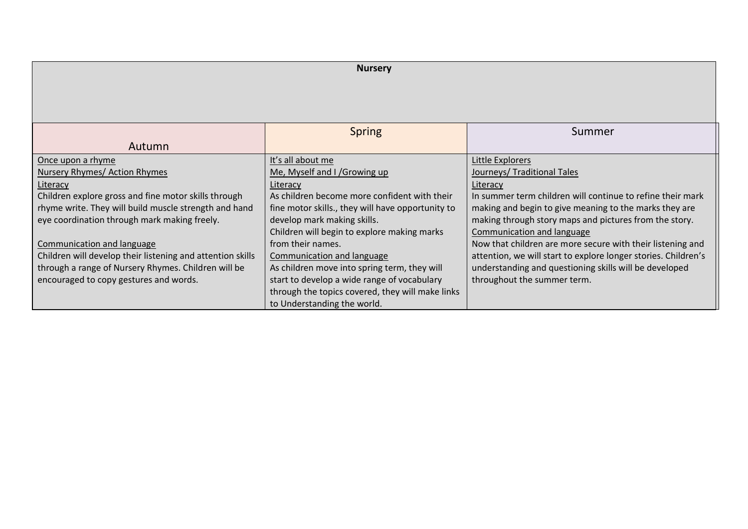**Nursery**

| Autumn | Spring | Summer |
| --- | --- | --- |
| <u>Once upon a rhyme</u><br><u>Nursery Rhymes/ Action Rhymes</u><br><u>Literacy</u><br>Children explore gross and fine motor skills through rhyme write. They will build muscle strength and hand eye coordination through mark making freely.<br><br><u>Communication and language</u><br>Children will develop their listening and attention skills through a range of Nursery Rhymes. Children will be encouraged to copy gestures and words. | <u>It's all about me</u><br><u>Me, Myself and I /Growing up</u><br><u>Literacy</u><br>As children become more confident with their fine motor skills., they will have opportunity to develop mark making skills.<br>Children will begin to explore making marks from their names.<br><u>Communication and language</u><br>As children move into spring term, they will start to develop a wide range of vocabulary through the topics covered, they will make links to Understanding the world. | <u>Little Explorers</u><br><u>Journeys/ Traditional Tales</u><br><u>Literacy</u><br>In summer term children will continue to refine their mark making and begin to give meaning to the marks they are making through story maps and pictures from the story.<br><u>Communication and language</u><br>Now that children are more secure with their listening and attention, we will start to explore longer stories. Children's understanding and questioning skills will be developed throughout the summer term. |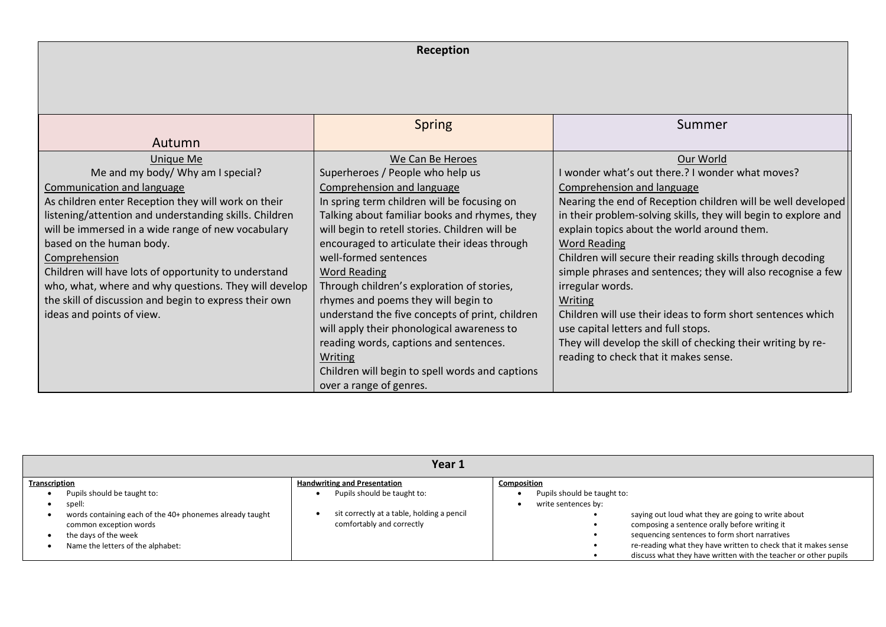| Reception | | |
|---|---|---|
| Autumn | Spring | Summer |
| Unique Me<br>Me and my body/ Why am I special?<br>Communication and language<br>As children enter Reception they will work on their listening/attention and understanding skills. Children will be immersed in a wide range of new vocabulary based on the human body.<br>Comprehension<br>Children will have lots of opportunity to understand who, what, where and why questions. They will develop the skill of discussion and begin to express their own ideas and points of view. | We Can Be Heroes<br>Superheroes / People who help us<br>Comprehension and language<br>In spring term children will be focusing on Talking about familiar books and rhymes, they will begin to retell stories. Children will be encouraged to articulate their ideas through well-formed sentences<br>Word Reading<br>Through children's exploration of stories, rhymes and poems they will begin to understand the five concepts of print, children will apply their phonological awareness to reading words, captions and sentences.<br>Writing<br>Children will begin to spell words and captions over a range of genres. | Our World<br>I wonder what's out there.? I wonder what moves?<br>Comprehension and language<br>Nearing the end of Reception children will be well developed in their problem-solving skills, they will begin to explore and explain topics about the world around them.<br>Word Reading<br>Children will secure their reading skills through decoding simple phrases and sentences; they will also recognise a few irregular words.<br>Writing<br>Children will use their ideas to form short sentences which use capital letters and full stops.<br>They will develop the skill of checking their writing by re-reading to check that it makes sense. |

| Year 1 | | |
|---|---|---|
| **Transcription**<br>• Pupils should be taught to:<br>• spell:<br>• words containing each of the 40+ phonemes already taught common exception words<br>• the days of the week<br>• Name the letters of the alphabet: | **Handwriting and Presentation**<br>• Pupils should be taught to:<br>• sit correctly at a table, holding a pencil comfortably and correctly | **Composition**<br>• Pupils should be taught to:<br>• write sentences by:<br>• saying out loud what they are going to write about<br>• composing a sentence orally before writing it<br>• sequencing sentences to form short narratives<br>• re-reading what they have written to check that it makes sense<br>• discuss what they have written with the teacher or other pupils |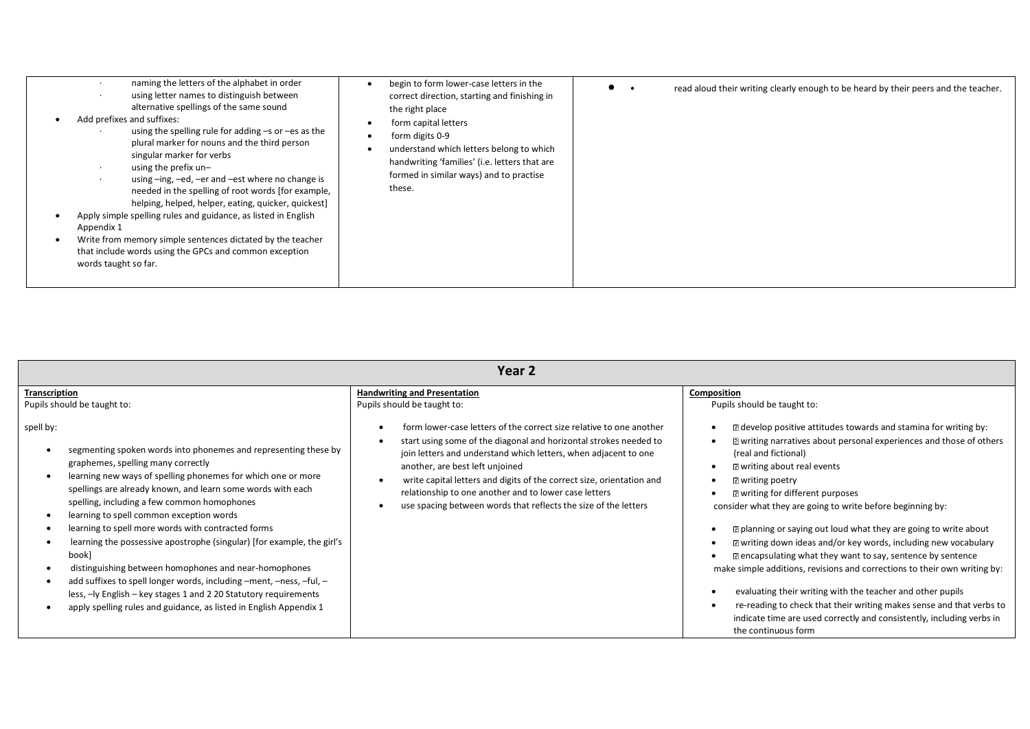| | | |
|---|---|---|
| · naming the letters of the alphabet in order<br>· using letter names to distinguish between alternative spellings of the same sound<br>• Add prefixes and suffixes:<br>· using the spelling rule for adding –s or –es as the plural marker for nouns and the third person singular marker for verbs<br>· using the prefix un–<br>· using –ing, –ed, –er and –est where no change is needed in the spelling of root words [for example, helping, helped, helper, eating, quicker, quickest]<br>• Apply simple spelling rules and guidance, as listed in English Appendix 1<br>• Write from memory simple sentences dictated by the teacher that include words using the GPCs and common exception words taught so far. | • begin to form lower-case letters in the correct direction, starting and finishing in the right place<br>• form capital letters<br>• form digits 0-9<br>• understand which letters belong to which handwriting 'families' (i.e. letters that are formed in similar ways) and to practise these. | • • read aloud their writing clearly enough to be heard by their peers and the teacher. |

| Year 2 | | |
|---|---|---|
| **Transcription**<br>Pupils should be taught to:<br><br>spell by:<br>• segmenting spoken words into phonemes and representing these by graphemes, spelling many correctly<br>• learning new ways of spelling phonemes for which one or more spellings are already known, and learn some words with each spelling, including a few common homophones<br>• learning to spell common exception words<br>• learning to spell more words with contracted forms<br>• learning the possessive apostrophe (singular) [for example, the girl's book]<br>• distinguishing between homophones and near-homophones<br>• add suffixes to spell longer words, including –ment, –ness, –ful, –less, –ly English – key stages 1 and 2 20 Statutory requirements<br>• apply spelling rules and guidance, as listed in English Appendix 1 | **Handwriting and Presentation**<br>Pupils should be taught to:<br><br>• form lower-case letters of the correct size relative to one another<br>• start using some of the diagonal and horizontal strokes needed to join letters and understand which letters, when adjacent to one another, are best left unjoined<br>• write capital letters and digits of the correct size, orientation and relationship to one another and to lower case letters<br>• use spacing between words that reflects the size of the letters | **Composition**<br>Pupils should be taught to:<br><br>• develop positive attitudes towards and stamina for writing by:<br>• writing narratives about personal experiences and those of others (real and fictional)<br>• writing about real events<br>• writing poetry<br>• writing for different purposes<br>consider what they are going to write before beginning by:<br>• planning or saying out loud what they are going to write about<br>• writing down ideas and/or key words, including new vocabulary<br>• encapsulating what they want to say, sentence by sentence<br>make simple additions, revisions and corrections to their own writing by:<br>• evaluating their writing with the teacher and other pupils<br>• re-reading to check that their writing makes sense and that verbs to indicate time are used correctly and consistently, including verbs in the continuous form |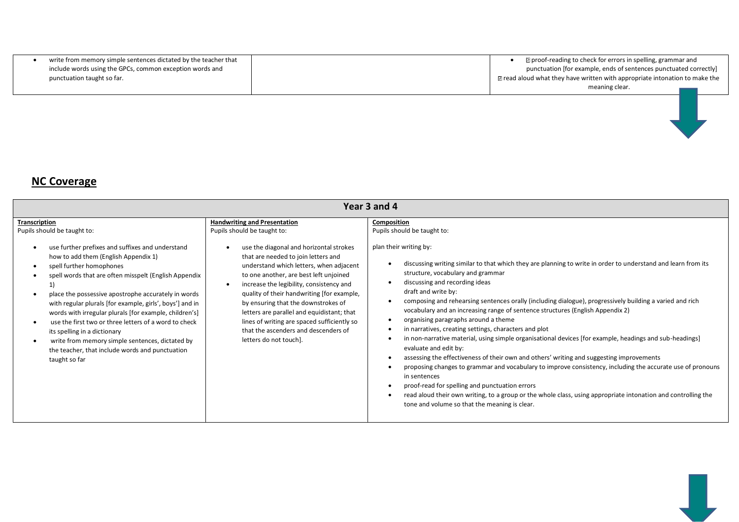| | | |
|---|---|---|
| • write from memory simple sentences dictated by the teacher that include words using the GPCs, common exception words and punctuation taught so far. | | • proof-reading to check for errors in spelling, grammar and punctuation [for example, ends of sentences punctuated correctly]<br>read aloud what they have written with appropriate intonation to make the meaning clear. |

## NC Coverage

| Year 3 and 4 | | |
|---|---|---|
| **Transcription**<br>Pupils should be taught to:<br>• use further prefixes and suffixes and understand how to add them (English Appendix 1)<br>• spell further homophones<br>• spell words that are often misspelt (English Appendix 1)<br>• place the possessive apostrophe accurately in words with regular plurals [for example, girls', boys'] and in words with irregular plurals [for example, children's]<br>• use the first two or three letters of a word to check its spelling in a dictionary<br>• write from memory simple sentences, dictated by the teacher, that include words and punctuation taught so far | **Handwriting and Presentation**<br>Pupils should be taught to:<br>• use the diagonal and horizontal strokes that are needed to join letters and understand which letters, when adjacent to one another, are best left unjoined<br>• increase the legibility, consistency and quality of their handwriting [for example, by ensuring that the downstrokes of letters are parallel and equidistant; that lines of writing are spaced sufficiently so that the ascenders and descenders of letters do not touch]. | **Composition**<br>Pupils should be taught to:<br>plan their writing by:<br>• discussing writing similar to that which they are planning to write in order to understand and learn from its structure, vocabulary and grammar<br>• discussing and recording ideas<br>draft and write by:<br>• composing and rehearsing sentences orally (including dialogue), progressively building a varied and rich vocabulary and an increasing range of sentence structures (English Appendix 2)<br>• organising paragraphs around a theme<br>• in narratives, creating settings, characters and plot<br>• in non-narrative material, using simple organisational devices [for example, headings and sub-headings]<br>evaluate and edit by:<br>• assessing the effectiveness of their own and others' writing and suggesting improvements<br>• proposing changes to grammar and vocabulary to improve consistency, including the accurate use of pronouns in sentences<br>• proof-read for spelling and punctuation errors<br>• read aloud their own writing, to a group or the whole class, using appropriate intonation and controlling the tone and volume so that the meaning is clear. |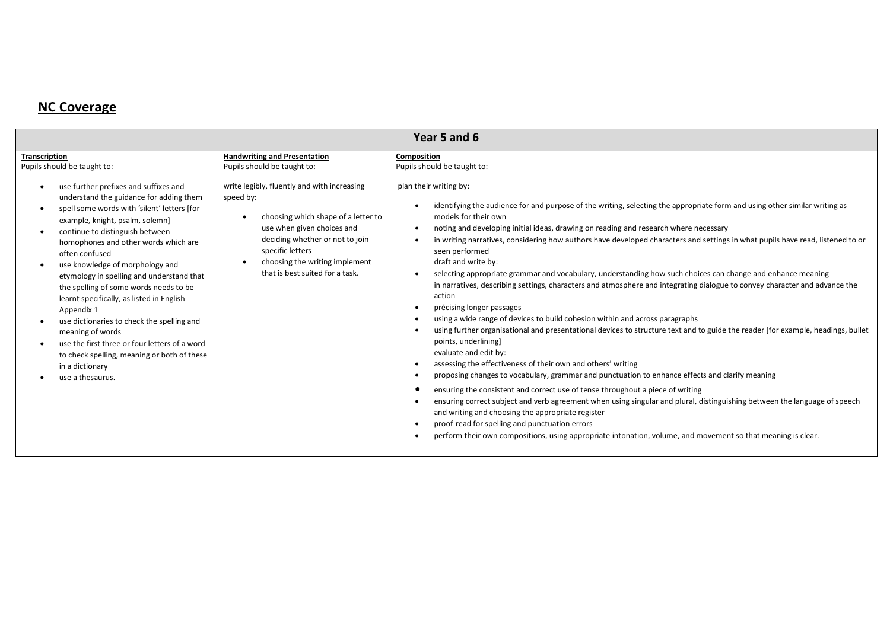## NC Coverage

| Year 5 and 6 | | |
|---|---|---|
| **Transcription**<br>Pupils should be taught to:<br><br>• use further prefixes and suffixes and understand the guidance for adding them<br>• spell some words with 'silent' letters [for example, knight, psalm, solemn]<br>• continue to distinguish between homophones and other words which are often confused<br>• use knowledge of morphology and etymology in spelling and understand that the spelling of some words needs to be learnt specifically, as listed in English Appendix 1<br>• use dictionaries to check the spelling and meaning of words<br>• use the first three or four letters of a word to check spelling, meaning or both of these in a dictionary<br>• use a thesaurus. | **Handwriting and Presentation**<br>Pupils should be taught to:<br><br>write legibly, fluently and with increasing speed by:<br><br>• choosing which shape of a letter to use when given choices and deciding whether or not to join specific letters<br>• choosing the writing implement that is best suited for a task. | **Composition**<br>Pupils should be taught to:<br><br>plan their writing by:<br><br>• identifying the audience for and purpose of the writing, selecting the appropriate form and using other similar writing as models for their own<br>• noting and developing initial ideas, drawing on reading and research where necessary<br>• in writing narratives, considering how authors have developed characters and settings in what pupils have read, listened to or seen performed<br>draft and write by:<br>• selecting appropriate grammar and vocabulary, understanding how such choices can change and enhance meaning<br>in narratives, describing settings, characters and atmosphere and integrating dialogue to convey character and advance the action<br>• précising longer passages<br>• using a wide range of devices to build cohesion within and across paragraphs<br>• using further organisational and presentational devices to structure text and to guide the reader [for example, headings, bullet points, underlining]<br>evaluate and edit by:<br>• assessing the effectiveness of their own and others' writing<br>• proposing changes to vocabulary, grammar and punctuation to enhance effects and clarify meaning<br>• ensuring the consistent and correct use of tense throughout a piece of writing<br>• ensuring correct subject and verb agreement when using singular and plural, distinguishing between the language of speech and writing and choosing the appropriate register<br>• proof-read for spelling and punctuation errors<br>• perform their own compositions, using appropriate intonation, volume, and movement so that meaning is clear. |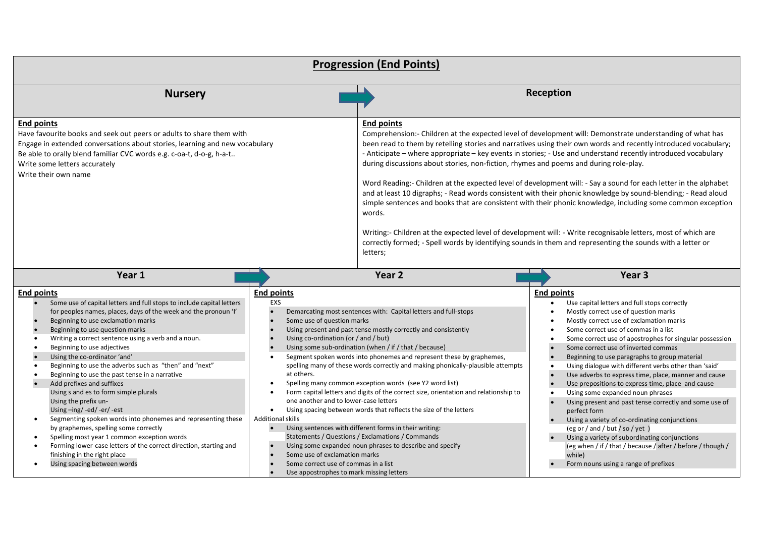# Progression (End Points)

## Nursery

**End points**

Have favourite books and seek out peers or adults to share them with
Engage in extended conversations about stories, learning and new vocabulary
Be able to orally blend familiar CVC words e.g. c-oa-t, d-o-g, h-a-t..
Write some letters accurately
Write their own name

## Reception

**End points**

Comprehension:- Children at the expected level of development will: Demonstrate understanding of what has been read to them by retelling stories and narratives using their own words and recently introduced vocabulary; - Anticipate – where appropriate – key events in stories; - Use and understand recently introduced vocabulary during discussions about stories, non-fiction, rhymes and poems and during role-play.

Word Reading:- Children at the expected level of development will: - Say a sound for each letter in the alphabet and at least 10 digraphs; - Read words consistent with their phonic knowledge by sound-blending; - Read aloud simple sentences and books that are consistent with their phonic knowledge, including some common exception words.

Writing:- Children at the expected level of development will: - Write recognisable letters, most of which are correctly formed; - Spell words by identifying sounds in them and representing the sounds with a letter or letters;

## Year 1

**End points**

- Some use of capital letters and full stops to include capital letters for peoples names, places, days of the week and the pronoun 'I'
- Beginning to use exclamation marks
- Beginning to use question marks
- Writing a correct sentence using a verb and a noun.
- Beginning to use adjectives
- Using the co-ordinator 'and'
- Beginning to use the adverbs such as "then" and "next"
- Beginning to use the past tense in a narrative
- Add prefixes and suffixes
  Using s and es to form simple plurals
  Using the prefix un-
  Using –ing/ -ed/ -er/ -est
- Segmenting spoken words into phonemes and representing these by graphemes, spelling some correctly
- Spelling most year 1 common exception words
- Forming lower-case letters of the correct direction, starting and finishing in the right place
- Using spacing between words

## Year 2

**End points**

EXS

- Demarcating most sentences with: Capital letters and full-stops
- Some use of question marks
- Using present and past tense mostly correctly and consistently
- Using co-ordination (or / and / but)
- Using some sub-ordination (when / if / that / because)
- Segment spoken words into phonemes and represent these by graphemes, spelling many of these words correctly and making phonically-plausible attempts at others.
- Spelling many common exception words (see Y2 word list)
- Form capital letters and digits of the correct size, orientation and relationship to one another and to lower-case letters
- Using spacing between words that reflects the size of the letters

Additional skills

- Using sentences with different forms in their writing: Statements / Questions / Exclamations / Commands
- Using some expanded noun phrases to describe and specify
- Some use of exclamation marks
- Some correct use of commas in a list
- Use appostrophes to mark missing letters

## Year 3

**End points**

- Use capital letters and full stops correctly
- Mostly correct use of question marks
- Mostly correct use of exclamation marks
- Some correct use of commas in a list
- Some correct use of apostrophes for singular possession
- Some correct use of inverted commas
- Beginning to use paragraphs to group material
- Using dialogue with different verbs other than 'said'
- Use adverbs to express time, place, manner and cause
- Use prepositions to express time, place and cause
- Using some expanded noun phrases
- Using present and past tense correctly and some use of perfect form
- Using a variety of co-ordinating conjunctions (eg or / and / but / so / yet )
- Using a variety of subordinating conjunctions (eg when / if / that / because / after / before / though / while)
- Form nouns using a range of prefixes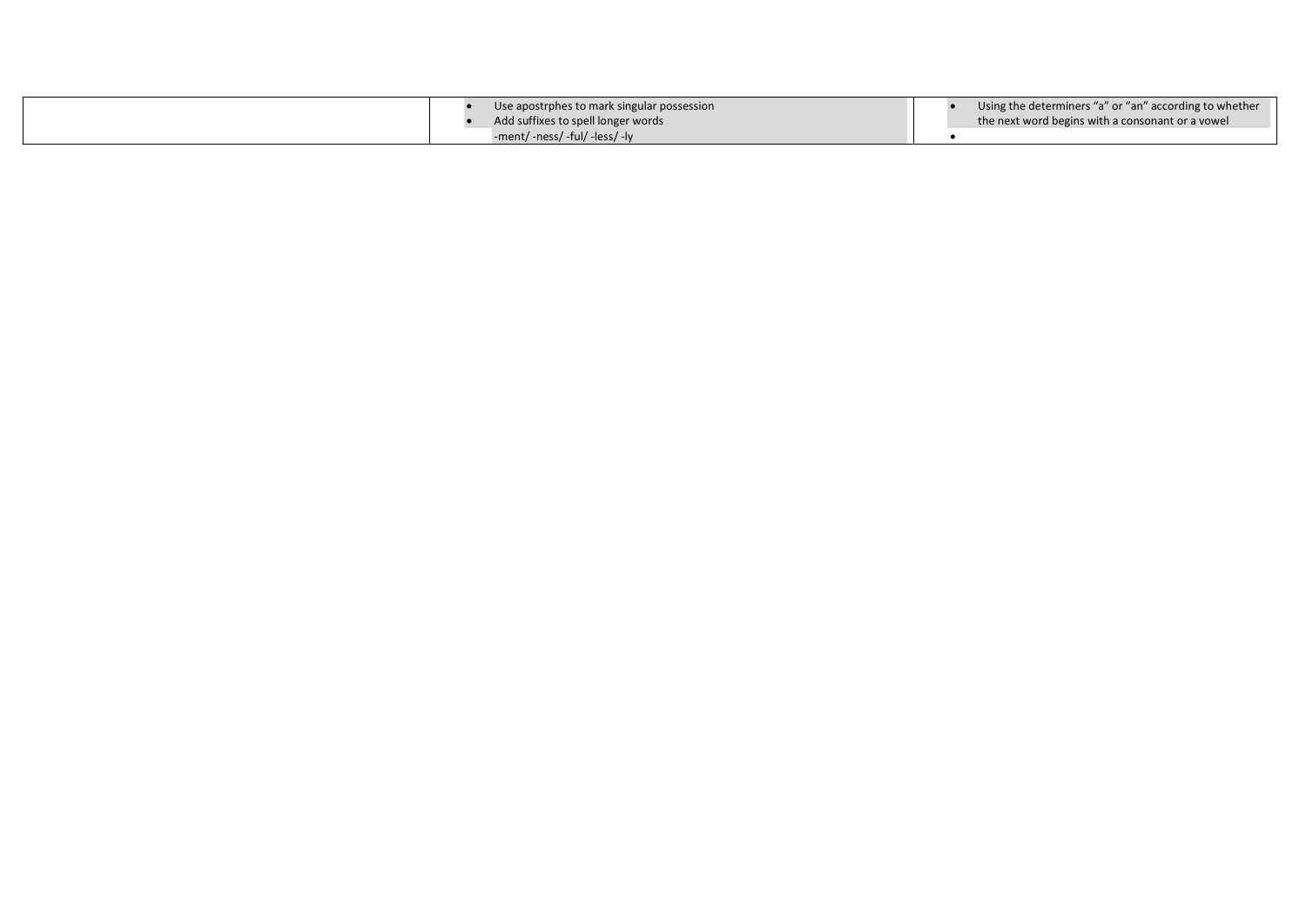|  | • Use apostrphes to mark singular possession<br>• Add suffixes to spell longer words<br>-ment/ -ness/ -ful/ -less/ -ly | • Using the determiners "a" or "an" according to whether the next word begins with a consonant or a vowel<br>• |
| --- | --- | --- |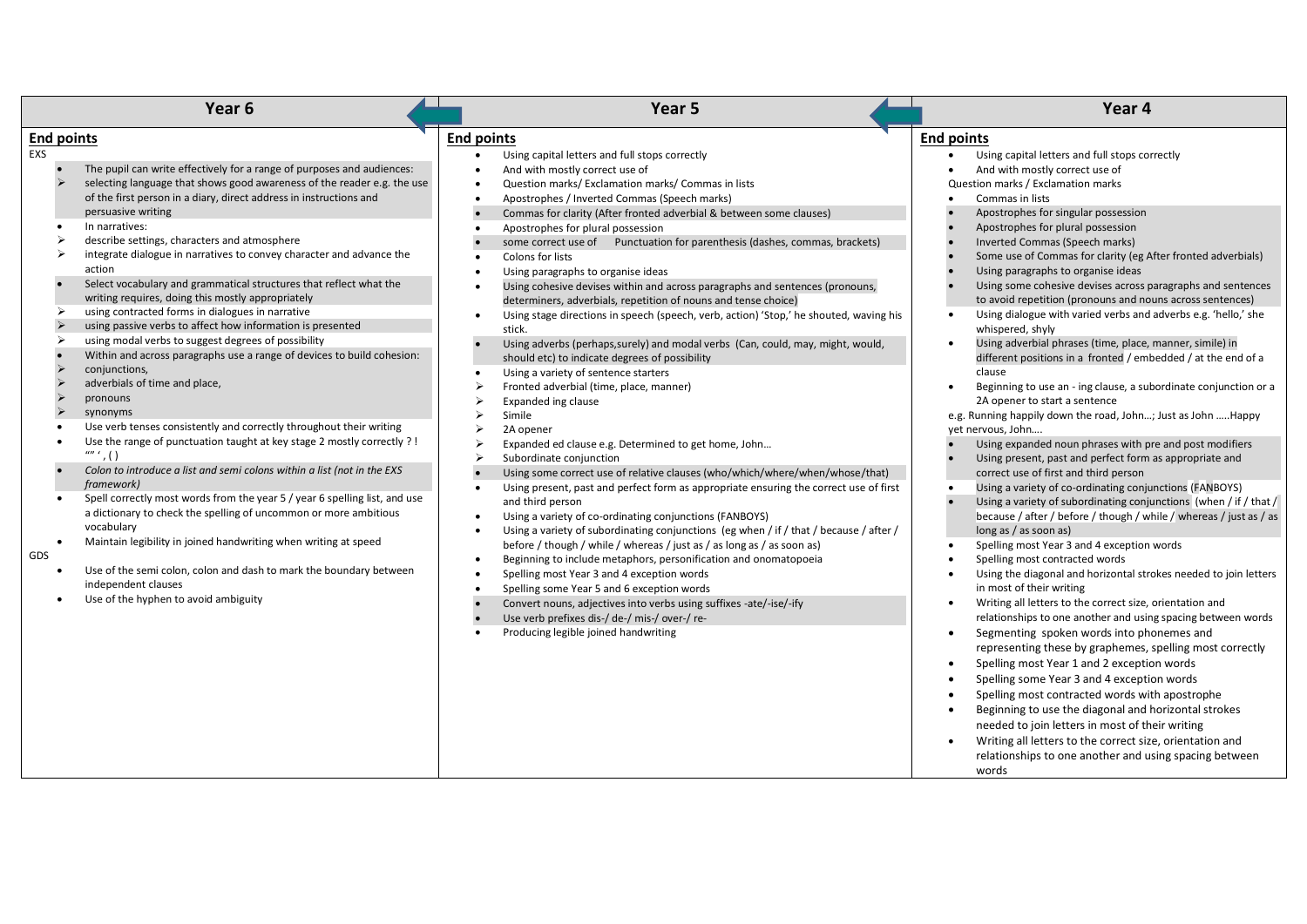## Year 6

### End points

EXS

- The pupil can write effectively for a range of purposes and audiences:
  - selecting language that shows good awareness of the reader e.g. the use of the first person in a diary, direct address in instructions and persuasive writing
- In narratives:
  - describe settings, characters and atmosphere
  - integrate dialogue in narratives to convey character and advance the action
- Select vocabulary and grammatical structures that reflect what the writing requires, doing this mostly appropriately
  - using contracted forms in dialogues in narrative
  - using passive verbs to affect how information is presented
  - using modal verbs to suggest degrees of possibility
- Within and across paragraphs use a range of devices to build cohesion:
  - conjunctions,
  - adverbials of time and place,
  - pronouns
  - synonyms
- Use verb tenses consistently and correctly throughout their writing
- Use the range of punctuation taught at key stage 2 mostly correctly ? ! “” ‘ , ( )
- *Colon to introduce a list and semi colons within a list (not in the EXS framework)*
- Spell correctly most words from the year 5 / year 6 spelling list, and use a dictionary to check the spelling of uncommon or more ambitious vocabulary
- Maintain legibility in joined handwriting when writing at speed

GDS

- Use of the semi colon, colon and dash to mark the boundary between independent clauses
- Use of the hyphen to avoid ambiguity

## Year 5

### End points

- Using capital letters and full stops correctly
- And with mostly correct use of
- Question marks/ Exclamation marks/ Commas in lists
- Apostrophes / Inverted Commas (Speech marks)
- Commas for clarity (After fronted adverbial & between some clauses)
- Apostrophes for plural possession
- some correct use of Punctuation for parenthesis (dashes, commas, brackets)
- Colons for lists
- Using paragraphs to organise ideas
- Using cohesive devises within and across paragraphs and sentences (pronouns, determiners, adverbials, repetition of nouns and tense choice)
- Using stage directions in speech (speech, verb, action) ‘Stop,’ he shouted, waving his stick.
- Using adverbs (perhaps,surely) and modal verbs (Can, could, may, might, would, should etc) to indicate degrees of possibility
- Using a variety of sentence starters
  - Fronted adverbial (time, place, manner)
  - Expanded ing clause
  - Simile
  - 2A opener
  - Expanded ed clause e.g. Determined to get home, John…
  - Subordinate conjunction
- Using some correct use of relative clauses (who/which/where/when/whose/that)
- Using present, past and perfect form as appropriate ensuring the correct use of first and third person
- Using a variety of co-ordinating conjunctions (FANBOYS)
- Using a variety of subordinating conjunctions (eg when / if / that / because / after / before / though / while / whereas / just as / as long as / as soon as)
- Beginning to include metaphors, personification and onomatopoeia
- Spelling most Year 3 and 4 exception words
- Spelling some Year 5 and 6 exception words
- Convert nouns, adjectives into verbs using suffixes -ate/-ise/-ify
- Use verb prefixes dis-/ de-/ mis-/ over-/ re-
- Producing legible joined handwriting

## Year 4

### End points

- Using capital letters and full stops correctly
- And with mostly correct use of

Question marks / Exclamation marks

- Commas in lists
- Apostrophes for singular possession
- Apostrophes for plural possession
- Inverted Commas (Speech marks)
- Some use of Commas for clarity (eg After fronted adverbials)
- Using paragraphs to organise ideas
- Using some cohesive devises across paragraphs and sentences to avoid repetition (pronouns and nouns across sentences)
- Using dialogue with varied verbs and adverbs e.g. ‘hello,’ she whispered, shyly
- Using adverbial phrases (time, place, manner, simile) in different positions in a fronted / embedded / at the end of a clause
- Beginning to use an - ing clause, a subordinate conjunction or a 2A opener to start a sentence

e.g. Running happily down the road, John…; Just as John …..Happy yet nervous, John….

- Using expanded noun phrases with pre and post modifiers
- Using present, past and perfect form as appropriate and correct use of first and third person
- Using a variety of co-ordinating conjunctions (FANBOYS)
- Using a variety of subordinating conjunctions (when / if / that / because / after / before / though / while / whereas / just as / as long as / as soon as)
- Spelling most Year 3 and 4 exception words
- Spelling most contracted words
- Using the diagonal and horizontal strokes needed to join letters in most of their writing
- Writing all letters to the correct size, orientation and relationships to one another and using spacing between words
- Segmenting spoken words into phonemes and representing these by graphemes, spelling most correctly
- Spelling most Year 1 and 2 exception words
- Spelling some Year 3 and 4 exception words
- Spelling most contracted words with apostrophe
- Beginning to use the diagonal and horizontal strokes needed to join letters in most of their writing
- Writing all letters to the correct size, orientation and relationships to one another and using spacing between words